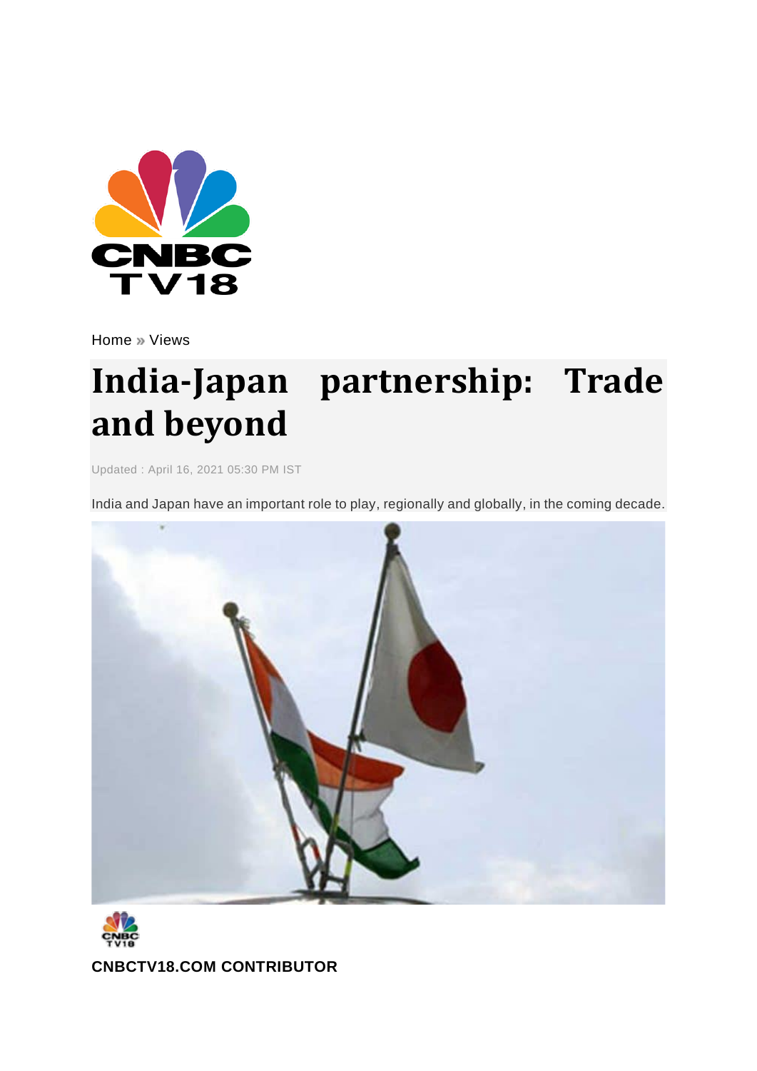Home » Views

# India-Japan partnership: Trade and beyond

Updated : April 16, 2021 05:30 PM IST

India and Japan have an important role to play, regionally and globally, in the coming decade.

**CNBCTV18.COM CONTRIBUTOR**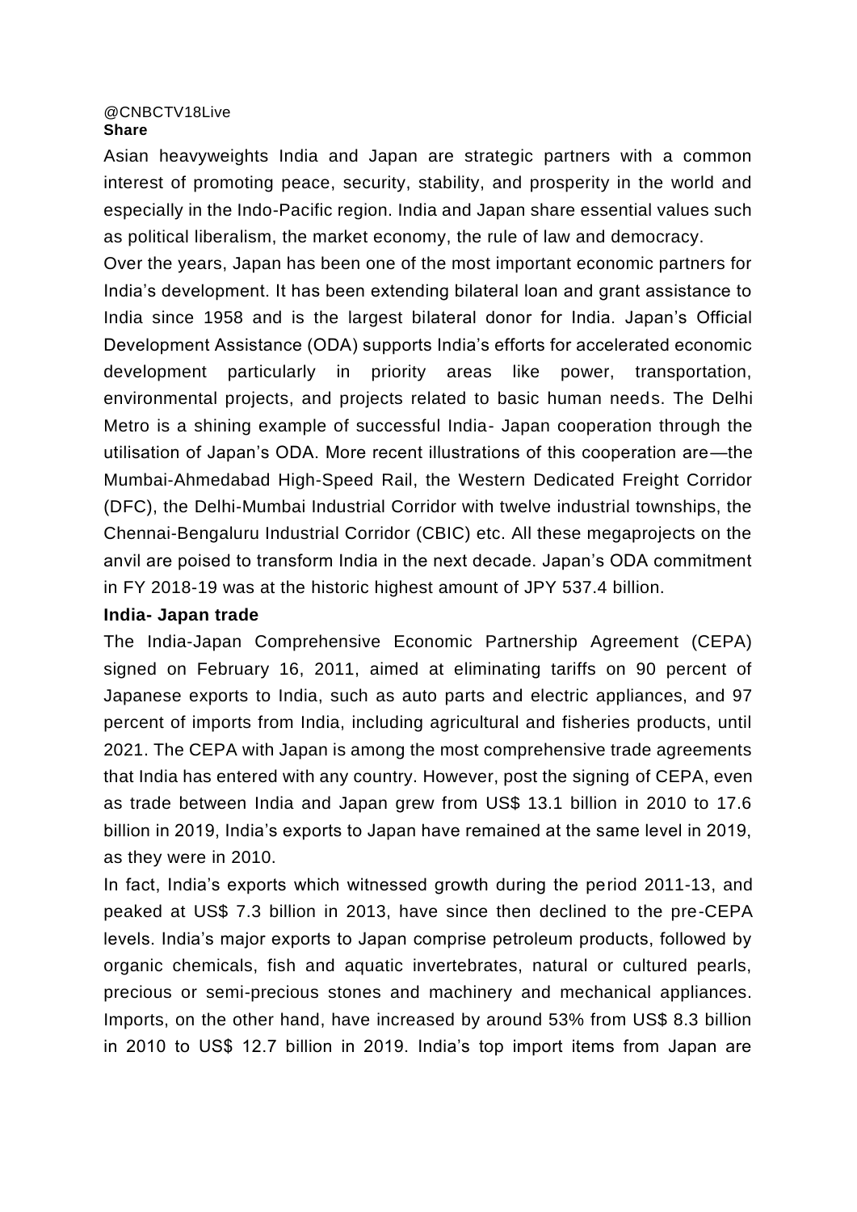@CNBCTV18Live
**Share**

Asian heavyweights India and Japan are strategic partners with a common interest of promoting peace, security, stability, and prosperity in the world and especially in the Indo-Pacific region. India and Japan share essential values such as political liberalism, the market economy, the rule of law and democracy.

Over the years, Japan has been one of the most important economic partners for India's development. It has been extending bilateral loan and grant assistance to India since 1958 and is the largest bilateral donor for India. Japan's Official Development Assistance (ODA) supports India's efforts for accelerated economic development particularly in priority areas like power, transportation, environmental projects, and projects related to basic human needs. The Delhi Metro is a shining example of successful India- Japan cooperation through the utilisation of Japan's ODA. More recent illustrations of this cooperation are—the Mumbai-Ahmedabad High-Speed Rail, the Western Dedicated Freight Corridor (DFC), the Delhi-Mumbai Industrial Corridor with twelve industrial townships, the Chennai-Bengaluru Industrial Corridor (CBIC) etc. All these megaprojects on the anvil are poised to transform India in the next decade. Japan's ODA commitment in FY 2018-19 was at the historic highest amount of JPY 537.4 billion.

**India- Japan trade**

The India-Japan Comprehensive Economic Partnership Agreement (CEPA) signed on February 16, 2011, aimed at eliminating tariffs on 90 percent of Japanese exports to India, such as auto parts and electric appliances, and 97 percent of imports from India, including agricultural and fisheries products, until 2021. The CEPA with Japan is among the most comprehensive trade agreements that India has entered with any country. However, post the signing of CEPA, even as trade between India and Japan grew from US$ 13.1 billion in 2010 to 17.6 billion in 2019, India's exports to Japan have remained at the same level in 2019, as they were in 2010.

In fact, India's exports which witnessed growth during the period 2011-13, and peaked at US$ 7.3 billion in 2013, have since then declined to the pre-CEPA levels. India's major exports to Japan comprise petroleum products, followed by organic chemicals, fish and aquatic invertebrates, natural or cultured pearls, precious or semi-precious stones and machinery and mechanical appliances. Imports, on the other hand, have increased by around 53% from US$ 8.3 billion in 2010 to US$ 12.7 billion in 2019. India's top import items from Japan are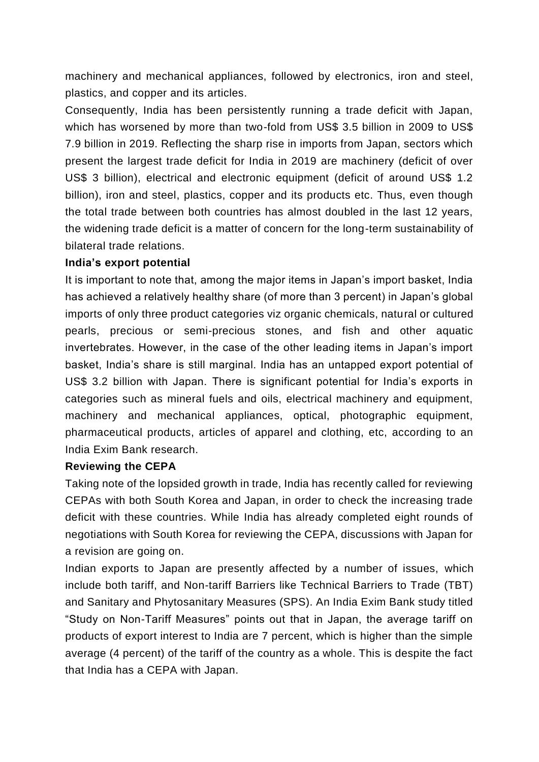machinery and mechanical appliances, followed by electronics, iron and steel, plastics, and copper and its articles.

Consequently, India has been persistently running a trade deficit with Japan, which has worsened by more than two-fold from US$ 3.5 billion in 2009 to US$ 7.9 billion in 2019. Reflecting the sharp rise in imports from Japan, sectors which present the largest trade deficit for India in 2019 are machinery (deficit of over US$ 3 billion), electrical and electronic equipment (deficit of around US$ 1.2 billion), iron and steel, plastics, copper and its products etc. Thus, even though the total trade between both countries has almost doubled in the last 12 years, the widening trade deficit is a matter of concern for the long-term sustainability of bilateral trade relations.

**India's export potential**

It is important to note that, among the major items in Japan's import basket, India has achieved a relatively healthy share (of more than 3 percent) in Japan's global imports of only three product categories viz organic chemicals, natural or cultured pearls, precious or semi-precious stones, and fish and other aquatic invertebrates. However, in the case of the other leading items in Japan's import basket, India's share is still marginal. India has an untapped export potential of US$ 3.2 billion with Japan. There is significant potential for India's exports in categories such as mineral fuels and oils, electrical machinery and equipment, machinery and mechanical appliances, optical, photographic equipment, pharmaceutical products, articles of apparel and clothing, etc, according to an India Exim Bank research.

**Reviewing the CEPA**

Taking note of the lopsided growth in trade, India has recently called for reviewing CEPAs with both South Korea and Japan, in order to check the increasing trade deficit with these countries. While India has already completed eight rounds of negotiations with South Korea for reviewing the CEPA, discussions with Japan for a revision are going on.

Indian exports to Japan are presently affected by a number of issues, which include both tariff, and Non-tariff Barriers like Technical Barriers to Trade (TBT) and Sanitary and Phytosanitary Measures (SPS). An India Exim Bank study titled "Study on Non-Tariff Measures" points out that in Japan, the average tariff on products of export interest to India are 7 percent, which is higher than the simple average (4 percent) of the tariff of the country as a whole. This is despite the fact that India has a CEPA with Japan.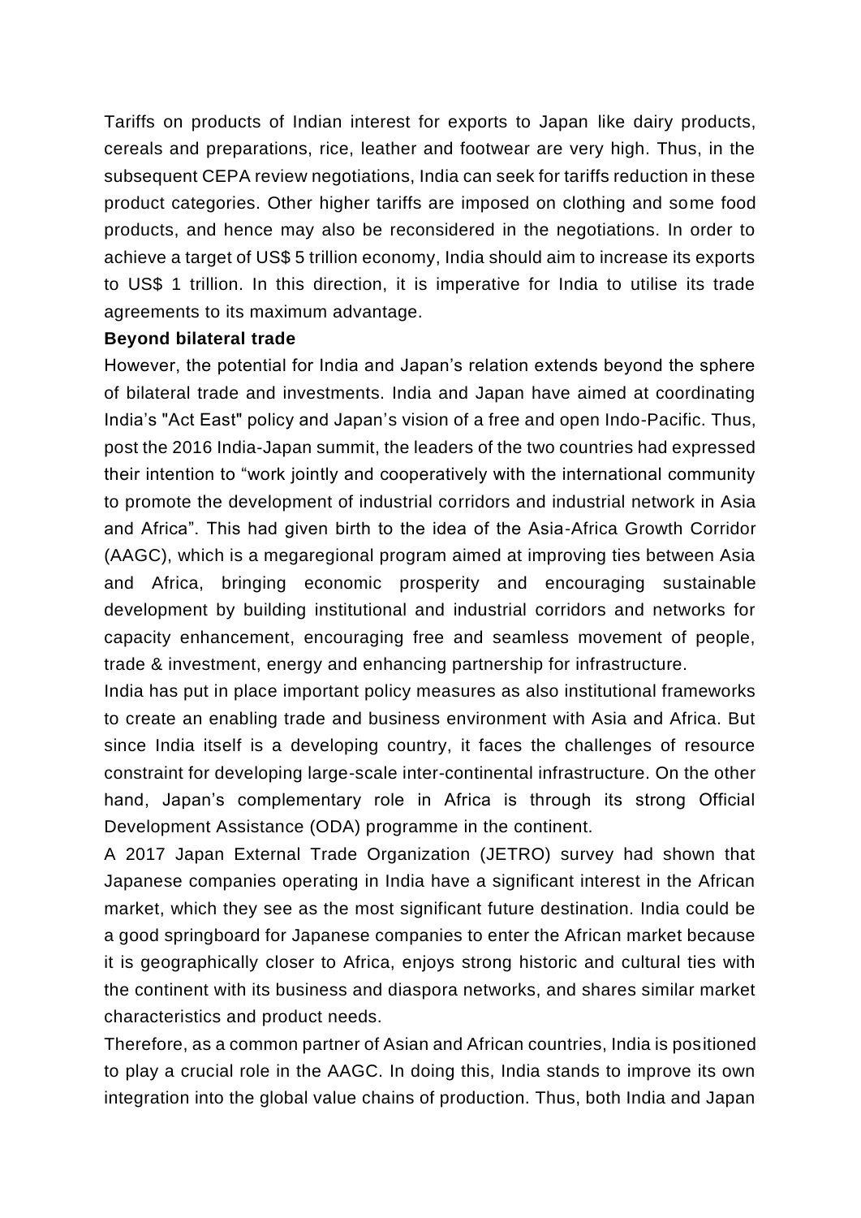Tariffs on products of Indian interest for exports to Japan like dairy products, cereals and preparations, rice, leather and footwear are very high. Thus, in the subsequent CEPA review negotiations, India can seek for tariffs reduction in these product categories. Other higher tariffs are imposed on clothing and some food products, and hence may also be reconsidered in the negotiations. In order to achieve a target of US$ 5 trillion economy, India should aim to increase its exports to US$ 1 trillion. In this direction, it is imperative for India to utilise its trade agreements to its maximum advantage.

**Beyond bilateral trade**

However, the potential for India and Japan's relation extends beyond the sphere of bilateral trade and investments. India and Japan have aimed at coordinating India's "Act East" policy and Japan's vision of a free and open Indo-Pacific. Thus, post the 2016 India-Japan summit, the leaders of the two countries had expressed their intention to "work jointly and cooperatively with the international community to promote the development of industrial corridors and industrial network in Asia and Africa". This had given birth to the idea of the Asia-Africa Growth Corridor (AAGC), which is a megaregional program aimed at improving ties between Asia and Africa, bringing economic prosperity and encouraging sustainable development by building institutional and industrial corridors and networks for capacity enhancement, encouraging free and seamless movement of people, trade & investment, energy and enhancing partnership for infrastructure.

India has put in place important policy measures as also institutional frameworks to create an enabling trade and business environment with Asia and Africa. But since India itself is a developing country, it faces the challenges of resource constraint for developing large-scale inter-continental infrastructure. On the other hand, Japan's complementary role in Africa is through its strong Official Development Assistance (ODA) programme in the continent.

A 2017 Japan External Trade Organization (JETRO) survey had shown that Japanese companies operating in India have a significant interest in the African market, which they see as the most significant future destination. India could be a good springboard for Japanese companies to enter the African market because it is geographically closer to Africa, enjoys strong historic and cultural ties with the continent with its business and diaspora networks, and shares similar market characteristics and product needs.

Therefore, as a common partner of Asian and African countries, India is positioned to play a crucial role in the AAGC. In doing this, India stands to improve its own integration into the global value chains of production. Thus, both India and Japan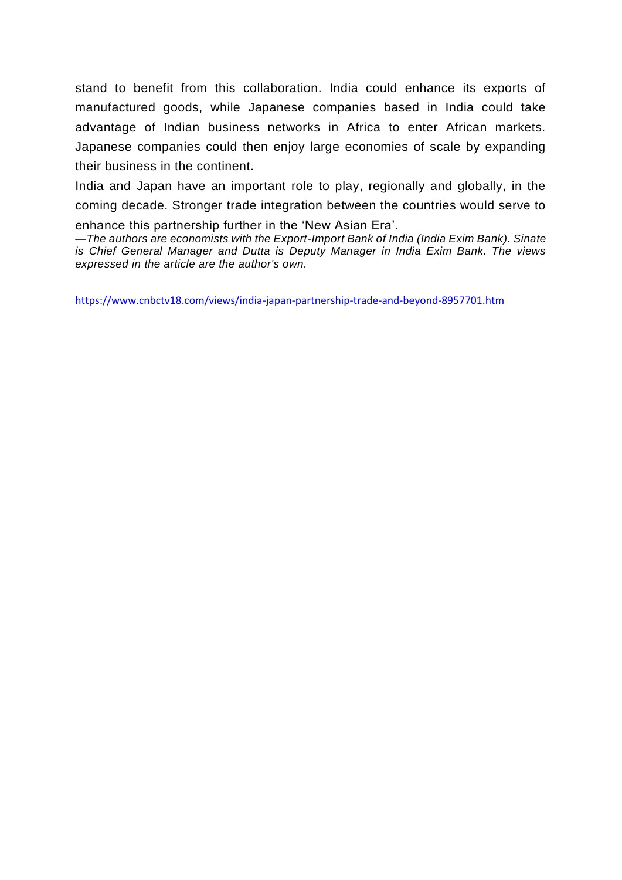stand to benefit from this collaboration. India could enhance its exports of manufactured goods, while Japanese companies based in India could take advantage of Indian business networks in Africa to enter African markets. Japanese companies could then enjoy large economies of scale by expanding their business in the continent.

India and Japan have an important role to play, regionally and globally, in the coming decade. Stronger trade integration between the countries would serve to enhance this partnership further in the 'New Asian Era'.

*—The authors are economists with the Export-Import Bank of India (India Exim Bank). Sinate is Chief General Manager and Dutta is Deputy Manager in India Exim Bank. The views expressed in the article are the author's own.*

https://www.cnbctv18.com/views/india-japan-partnership-trade-and-beyond-8957701.htm